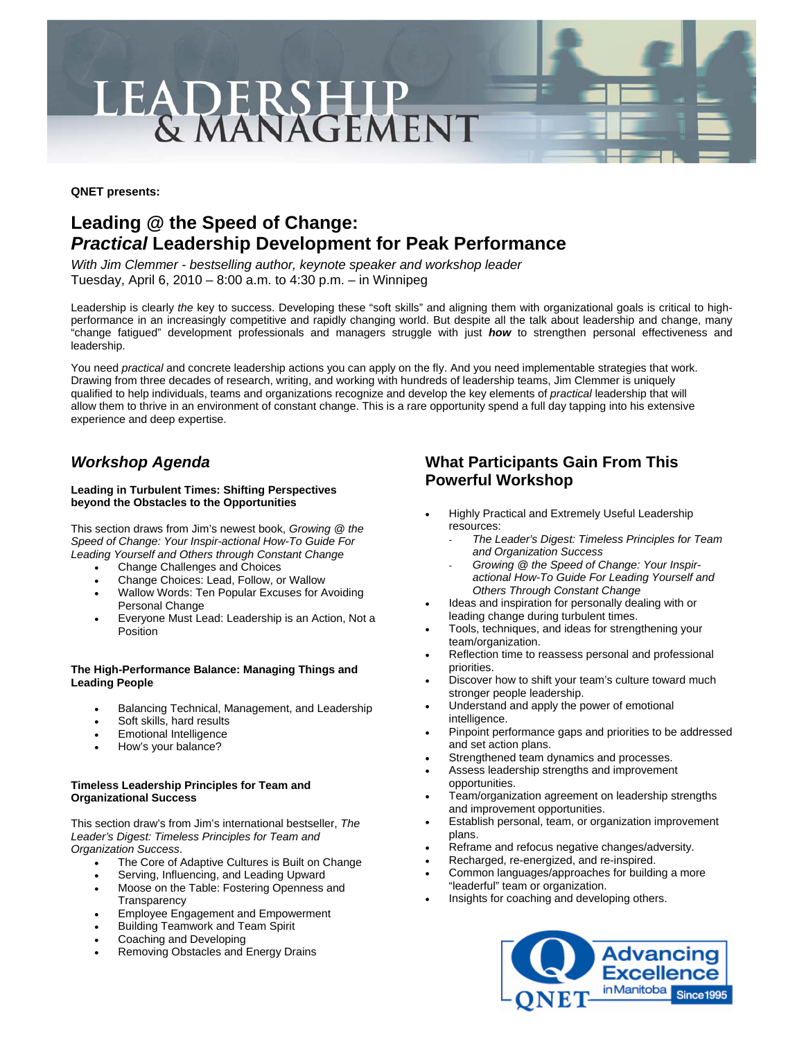# LEADERSHIP & MANAGEMENT

**QNET presents:**

## Leading @ the Speed of Change: *Practical* Leadership Development for Peak Performance

*With Jim Clemmer - bestselling author, keynote speaker and workshop leader*
Tuesday, April 6, 2010 – 8:00 a.m. to 4:30 p.m. – in Winnipeg

Leadership is clearly *the* key to success. Developing these "soft skills" and aligning them with organizational goals is critical to high-performance in an increasingly competitive and rapidly changing world. But despite all the talk about leadership and change, many "change fatigued" development professionals and managers struggle with just ***how*** to strengthen personal effectiveness and leadership.

You need *practical* and concrete leadership actions you can apply on the fly. And you need implementable strategies that work. Drawing from three decades of research, writing, and working with hundreds of leadership teams, Jim Clemmer is uniquely qualified to help individuals, teams and organizations recognize and develop the key elements of *practical* leadership that will allow them to thrive in an environment of constant change. This is a rare opportunity spend a full day tapping into his extensive experience and deep expertise.

## *Workshop Agenda*

**Leading in Turbulent Times: Shifting Perspectives beyond the Obstacles to the Opportunities**

This section draws from Jim's newest book, *Growing @ the Speed of Change: Your Inspir-actional How-To Guide For Leading Yourself and Others through Constant Change*

- Change Challenges and Choices
- Change Choices: Lead, Follow, or Wallow
- Wallow Words: Ten Popular Excuses for Avoiding Personal Change
- Everyone Must Lead: Leadership is an Action, Not a Position

**The High-Performance Balance: Managing Things and Leading People**

- Balancing Technical, Management, and Leadership
- Soft skills, hard results
- Emotional Intelligence
- How's your balance?

**Timeless Leadership Principles for Team and Organizational Success**

This section draw's from Jim's international bestseller, *The Leader's Digest: Timeless Principles for Team and Organization Success*.

- The Core of Adaptive Cultures is Built on Change
- Serving, Influencing, and Leading Upward
- Moose on the Table: Fostering Openness and Transparency
- Employee Engagement and Empowerment
- Building Teamwork and Team Spirit
- Coaching and Developing
- Removing Obstacles and Energy Drains

## What Participants Gain From This Powerful Workshop

- Highly Practical and Extremely Useful Leadership resources:
  - *The Leader's Digest: Timeless Principles for Team and Organization Success*
  - *Growing @ the Speed of Change: Your Inspir-actional How-To Guide For Leading Yourself and Others Through Constant Change*
- Ideas and inspiration for personally dealing with or leading change during turbulent times.
- Tools, techniques, and ideas for strengthening your team/organization.
- Reflection time to reassess personal and professional priorities.
- Discover how to shift your team's culture toward much stronger people leadership.
- Understand and apply the power of emotional intelligence.
- Pinpoint performance gaps and priorities to be addressed and set action plans.
- Strengthened team dynamics and processes.
- Assess leadership strengths and improvement opportunities.
- Team/organization agreement on leadership strengths and improvement opportunities.
- Establish personal, team, or organization improvement plans.
- Reframe and refocus negative changes/adversity.
- Recharged, re-energized, and re-inspired.
- Common languages/approaches for building a more "leaderful" team or organization.
- Insights for coaching and developing others.

QNET Advancing Excellence in Manitoba Since 1995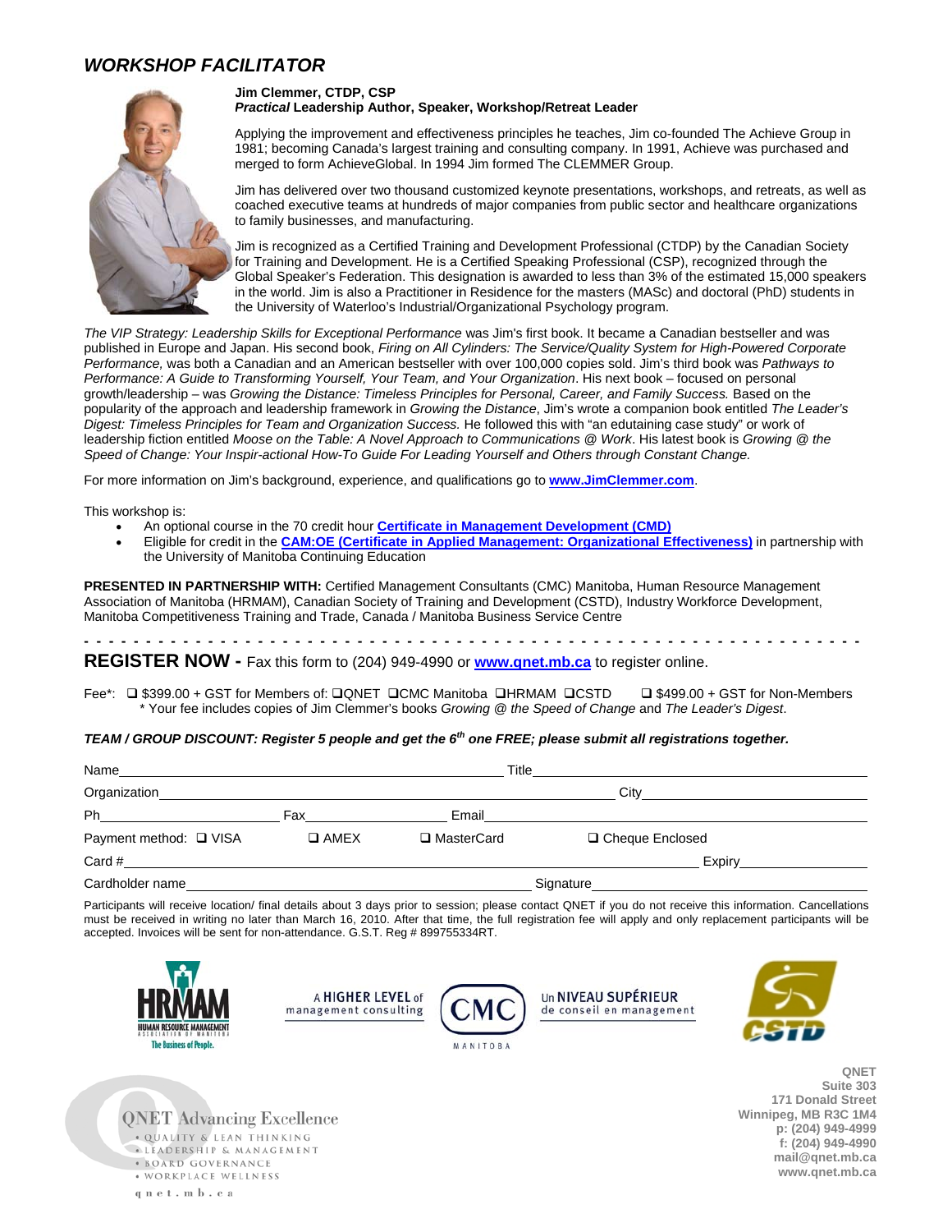## *WORKSHOP FACILITATOR*

**Jim Clemmer, CTDP, CSP**
***Practical* Leadership Author, Speaker, Workshop/Retreat Leader**

Applying the improvement and effectiveness principles he teaches, Jim co-founded The Achieve Group in 1981; becoming Canada's largest training and consulting company. In 1991, Achieve was purchased and merged to form AchieveGlobal. In 1994 Jim formed The CLEMMER Group.

Jim has delivered over two thousand customized keynote presentations, workshops, and retreats, as well as coached executive teams at hundreds of major companies from public sector and healthcare organizations to family businesses, and manufacturing.

Jim is recognized as a Certified Training and Development Professional (CTDP) by the Canadian Society for Training and Development. He is a Certified Speaking Professional (CSP), recognized through the Global Speaker's Federation. This designation is awarded to less than 3% of the estimated 15,000 speakers in the world. Jim is also a Practitioner in Residence for the masters (MASc) and doctoral (PhD) students in the University of Waterloo's Industrial/Organizational Psychology program.

*The VIP Strategy: Leadership Skills for Exceptional Performance* was Jim's first book. It became a Canadian bestseller and was published in Europe and Japan. His second book, *Firing on All Cylinders: The Service/Quality System for High-Powered Corporate Performance,* was both a Canadian and an American bestseller with over 100,000 copies sold. Jim's third book was *Pathways to Performance: A Guide to Transforming Yourself, Your Team, and Your Organization*. His next book – focused on personal growth/leadership – was *Growing the Distance: Timeless Principles for Personal, Career, and Family Success.* Based on the popularity of the approach and leadership framework in *Growing the Distance*, Jim's wrote a companion book entitled *The Leader's Digest: Timeless Principles for Team and Organization Success.* He followed this with "an edutaining case study" or work of leadership fiction entitled *Moose on the Table: A Novel Approach to Communications @ Work*. His latest book is *Growing @ the Speed of Change: Your Inspir-actional How-To Guide For Leading Yourself and Others through Constant Change.*

For more information on Jim's background, experience, and qualifications go to **www.JimClemmer.com**.

This workshop is:

- An optional course in the 70 credit hour **Certificate in Management Development (CMD)**
- Eligible for credit in the **CAM:OE (Certificate in Applied Management: Organizational Effectiveness)** in partnership with the University of Manitoba Continuing Education

**PRESENTED IN PARTNERSHIP WITH:** Certified Management Consultants (CMC) Manitoba, Human Resource Management Association of Manitoba (HRMAM), Canadian Society of Training and Development (CSTD), Industry Workforce Development, Manitoba Competitiveness Training and Trade, Canada / Manitoba Business Service Centre

---

## REGISTER NOW - Fax this form to (204) 949-4990 or **www.qnet.mb.ca** to register online.

Fee*: ❑ $399.00 + GST for Members of: ❑QNET ❑CMC Manitoba ❑HRMAM ❑CSTD ❑ $499.00 + GST for Non-Members
\* Your fee includes copies of Jim Clemmer's books *Growing @ the Speed of Change* and *The Leader's Digest*.

***TEAM / GROUP DISCOUNT: Register 5 people and get the 6th one FREE; please submit all registrations together.***

Name\_\_\_\_\_\_\_\_\_\_\_\_\_\_\_\_\_\_\_\_\_\_\_\_\_\_\_\_ Title\_\_\_\_\_\_\_\_\_\_\_\_\_\_\_\_\_\_\_\_\_\_\_\_\_\_\_\_

Organization\_\_\_\_\_\_\_\_\_\_\_\_\_\_\_\_\_\_\_\_\_\_\_\_\_\_\_\_ City\_\_\_\_\_\_\_\_\_\_\_\_\_\_\_\_\_\_

Ph\_\_\_\_\_\_\_\_\_\_\_\_\_\_ Fax\_\_\_\_\_\_\_\_\_\_\_\_ Email\_\_\_\_\_\_\_\_\_\_\_\_\_\_\_\_\_\_\_\_\_\_\_\_

Payment method: ❑ VISA ❑ AMEX ❑ MasterCard ❑ Cheque Enclosed

Card #\_\_\_\_\_\_\_\_\_\_\_\_\_\_\_\_\_\_\_\_\_\_\_\_\_\_\_\_\_\_\_\_\_\_\_\_\_\_\_\_ Expiry\_\_\_\_\_\_\_\_\_\_\_\_

Cardholder name\_\_\_\_\_\_\_\_\_\_\_\_\_\_\_\_\_\_\_\_\_\_\_\_\_\_\_\_ Signature\_\_\_\_\_\_\_\_\_\_\_\_\_\_\_\_\_\_\_\_\_\_\_\_

Participants will receive location/ final details about 3 days prior to session; please contact QNET if you do not receive this information. Cancellations must be received in writing no later than March 16, 2010. After that time, the full registration fee will apply and only replacement participants will be accepted. Invoices will be sent for non-attendance. G.S.T. Reg # 899755334RT.

HRMAM HUMAN RESOURCE MANAGEMENT ASSOCIATION OF MANITOBA The Business of People.

A HIGHER LEVEL of management consulting — CMC MANITOBA — Un NIVEAU SUPÉRIEUR de conseil en management

CSTD

QNET Advancing Excellence
• QUALITY & LEAN THINKING
• LEADERSHIP & MANAGEMENT
• BOARD GOVERNANCE
• WORKPLACE WELLNESS
qnet.mb.ca

**QNET**
**Suite 303**
**171 Donald Street**
**Winnipeg, MB R3C 1M4**
**p: (204) 949-4999**
**f: (204) 949-4990**
**mail@qnet.mb.ca**
**www.qnet.mb.ca**